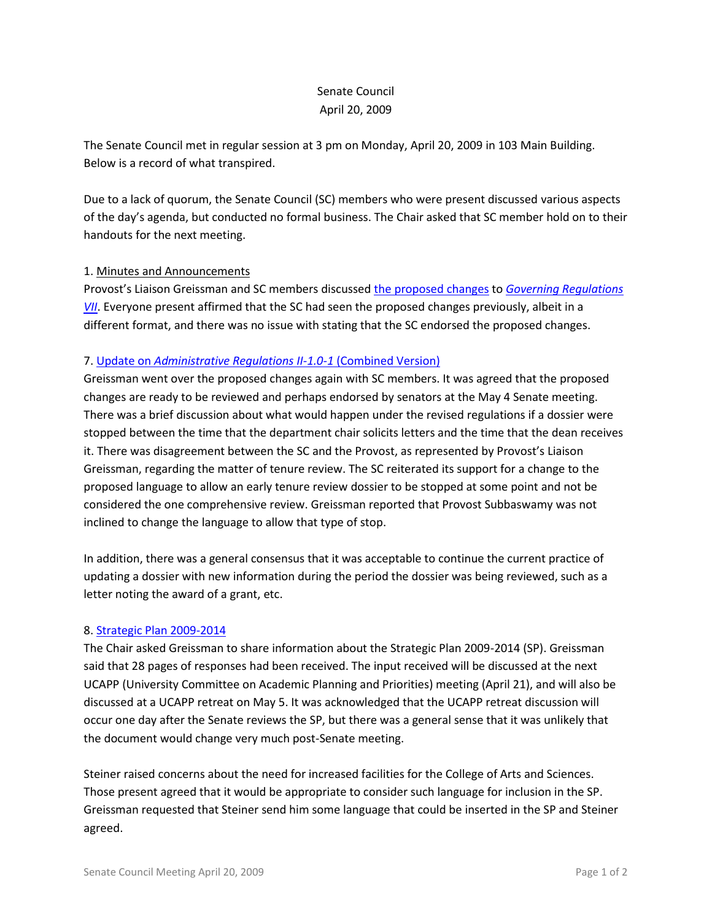# Senate Council
## April 20, 2009

The Senate Council met in regular session at 3 pm on Monday, April 20, 2009 in 103 Main Building. Below is a record of what transpired.

Due to a lack of quorum, the Senate Council (SC) members who were present discussed various aspects of the day's agenda, but conducted no formal business. The Chair asked that SC member hold on to their handouts for the next meeting.

1. Minutes and Announcements

Provost's Liaison Greissman and SC members discussed the proposed changes to *Governing Regulations VII*. Everyone present affirmed that the SC had seen the proposed changes previously, albeit in a different format, and there was no issue with stating that the SC endorsed the proposed changes.

7. Update on *Administrative Regulations II-1.0-1* (Combined Version)

Greissman went over the proposed changes again with SC members. It was agreed that the proposed changes are ready to be reviewed and perhaps endorsed by senators at the May 4 Senate meeting. There was a brief discussion about what would happen under the revised regulations if a dossier were stopped between the time that the department chair solicits letters and the time that the dean receives it. There was disagreement between the SC and the Provost, as represented by Provost's Liaison Greissman, regarding the matter of tenure review. The SC reiterated its support for a change to the proposed language to allow an early tenure review dossier to be stopped at some point and not be considered the one comprehensive review. Greissman reported that Provost Subbaswamy was not inclined to change the language to allow that type of stop.

In addition, there was a general consensus that it was acceptable to continue the current practice of updating a dossier with new information during the period the dossier was being reviewed, such as a letter noting the award of a grant, etc.

8. Strategic Plan 2009-2014

The Chair asked Greissman to share information about the Strategic Plan 2009-2014 (SP). Greissman said that 28 pages of responses had been received. The input received will be discussed at the next UCAPP (University Committee on Academic Planning and Priorities) meeting (April 21), and will also be discussed at a UCAPP retreat on May 5. It was acknowledged that the UCAPP retreat discussion will occur one day after the Senate reviews the SP, but there was a general sense that it was unlikely that the document would change very much post-Senate meeting.

Steiner raised concerns about the need for increased facilities for the College of Arts and Sciences. Those present agreed that it would be appropriate to consider such language for inclusion in the SP. Greissman requested that Steiner send him some language that could be inserted in the SP and Steiner agreed.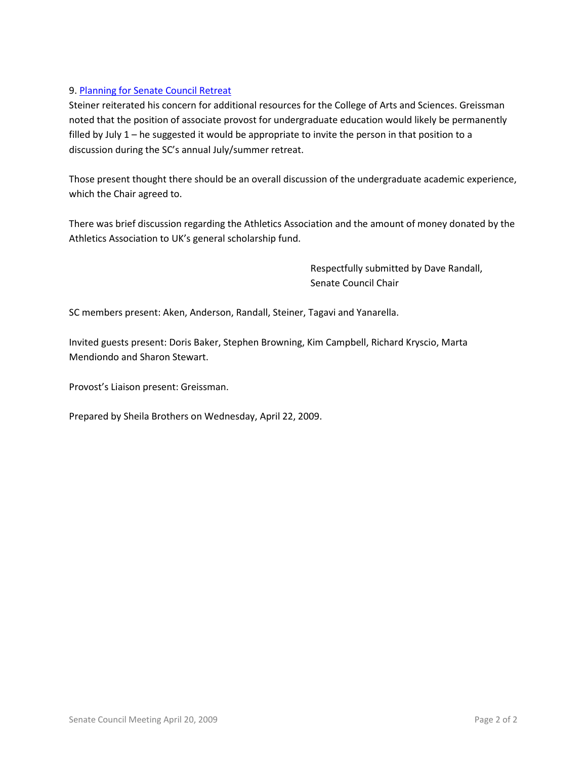9. Planning for Senate Council Retreat

Steiner reiterated his concern for additional resources for the College of Arts and Sciences. Greissman noted that the position of associate provost for undergraduate education would likely be permanently filled by July 1 – he suggested it would be appropriate to invite the person in that position to a discussion during the SC's annual July/summer retreat.

Those present thought there should be an overall discussion of the undergraduate academic experience, which the Chair agreed to.

There was brief discussion regarding the Athletics Association and the amount of money donated by the Athletics Association to UK's general scholarship fund.

Respectfully submitted by Dave Randall,
Senate Council Chair

SC members present: Aken, Anderson, Randall, Steiner, Tagavi and Yanarella.

Invited guests present: Doris Baker, Stephen Browning, Kim Campbell, Richard Kryscio, Marta Mendiondo and Sharon Stewart.

Provost's Liaison present: Greissman.

Prepared by Sheila Brothers on Wednesday, April 22, 2009.